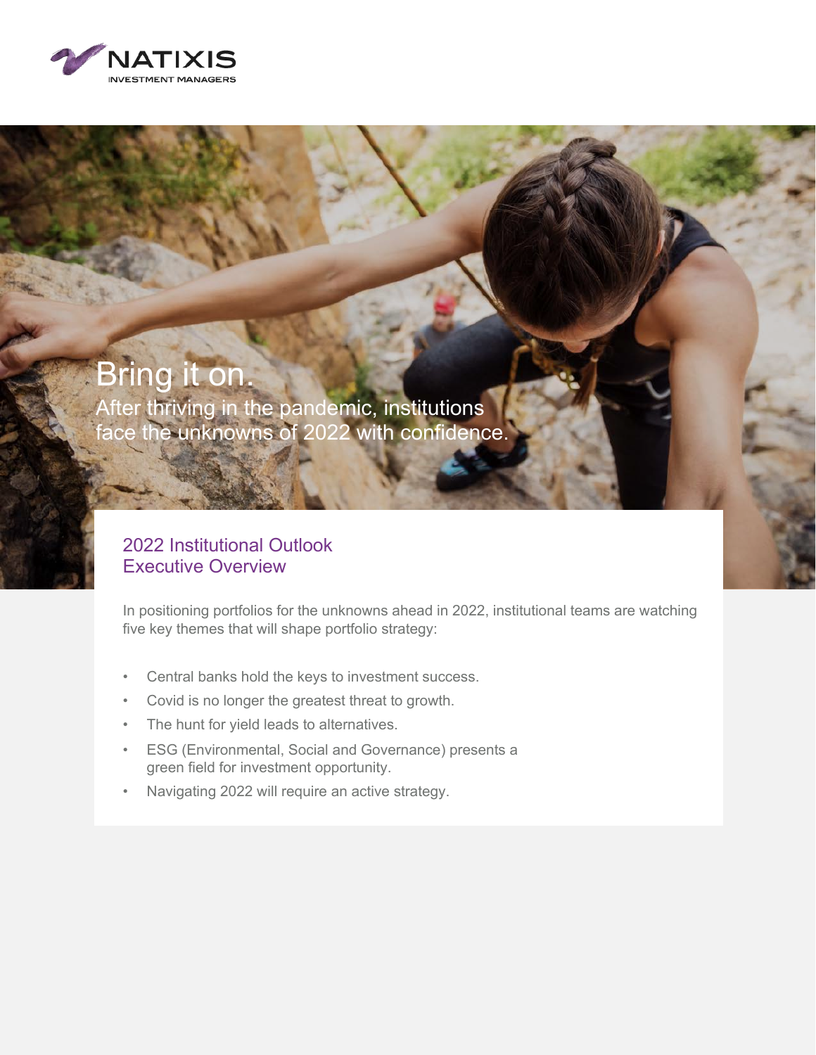NATIXIS
INVESTMENT MANAGERS

# Bring it on.

After thriving in the pandemic, institutions face the unknowns of 2022 with confidence.

## 2022 Institutional Outlook Executive Overview

In positioning portfolios for the unknowns ahead in 2022, institutional teams are watching five key themes that will shape portfolio strategy:

- Central banks hold the keys to investment success.
- Covid is no longer the greatest threat to growth.
- The hunt for yield leads to alternatives.
- ESG (Environmental, Social and Governance) presents a green field for investment opportunity.
- Navigating 2022 will require an active strategy.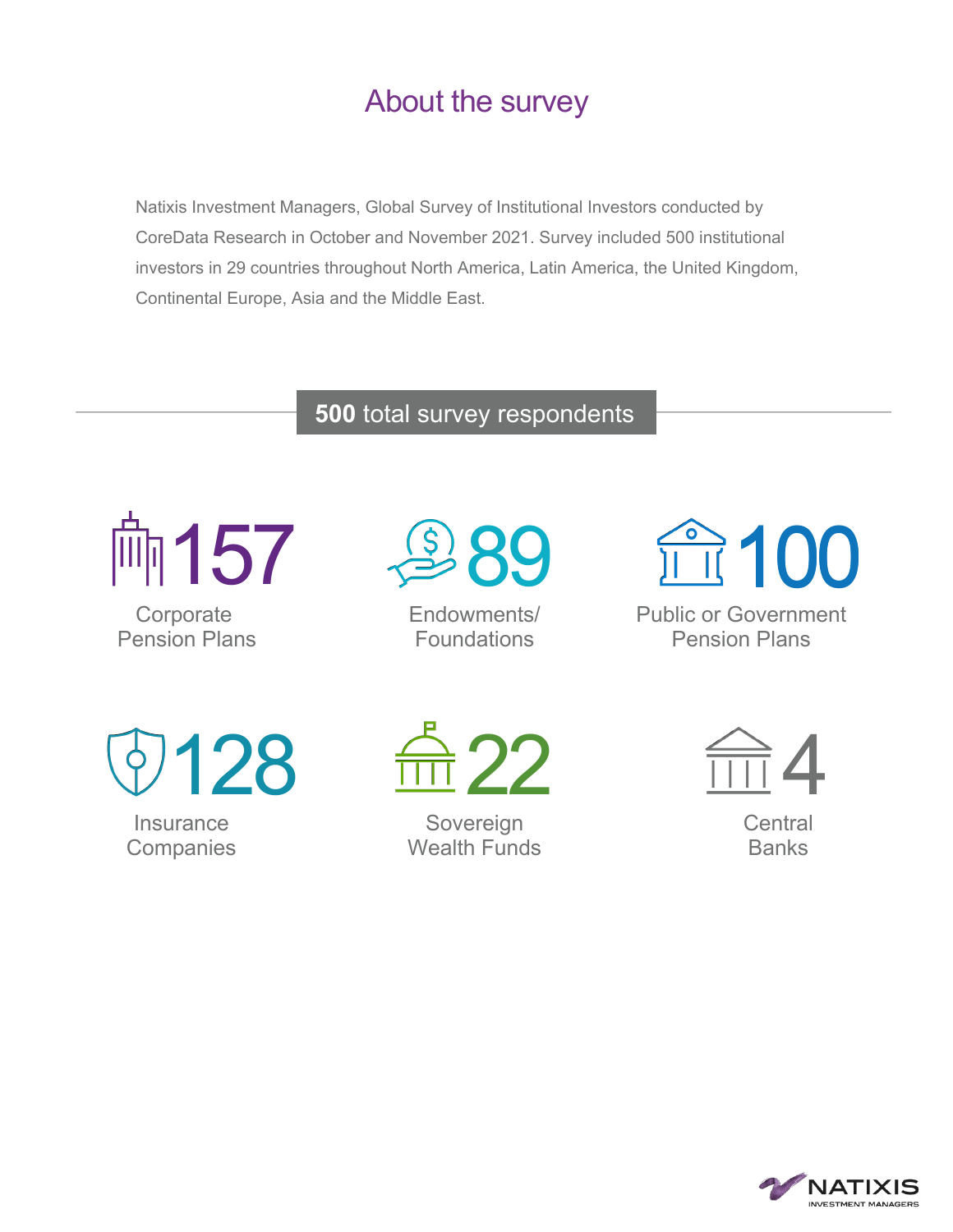# About the survey

Natixis Investment Managers, Global Survey of Institutional Investors conducted by CoreData Research in October and November 2021. Survey included 500 institutional investors in 29 countries throughout North America, Latin America, the United Kingdom, Continental Europe, Asia and the Middle East.

## **500** total survey respondents

**157**
Corporate Pension Plans

**89**
Endowments/ Foundations

**100**
Public or Government Pension Plans

**128**
Insurance Companies

**22**
Sovereign Wealth Funds

**4**
Central Banks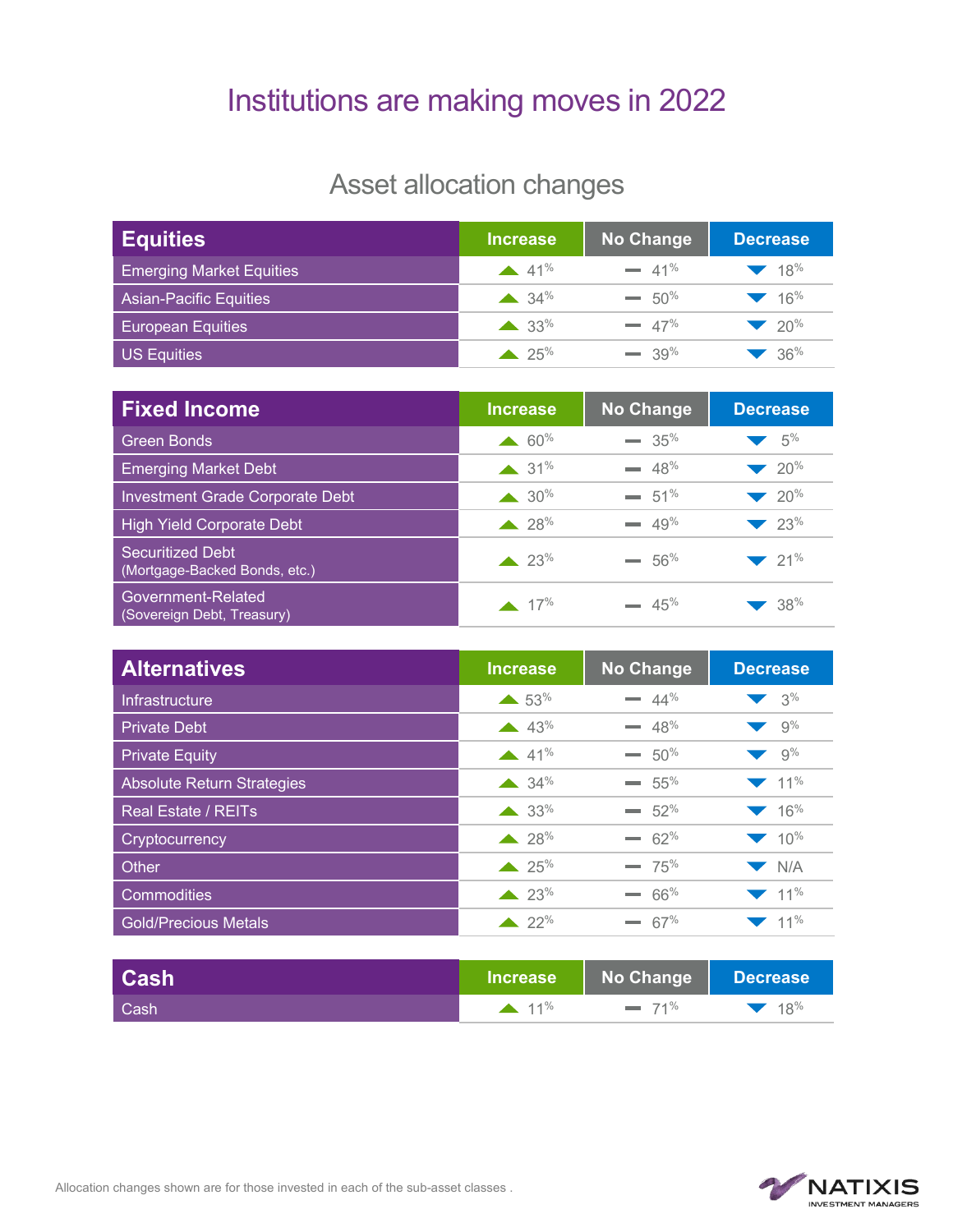# Institutions are making moves in 2022

## Asset allocation changes

| Equities | Increase | No Change | Decrease |
|---|---|---|---|
| Emerging Market Equities | 41% | 41% | 18% |
| Asian-Pacific Equities | 34% | 50% | 16% |
| European Equities | 33% | 47% | 20% |
| US Equities | 25% | 39% | 36% |

| Fixed Income | Increase | No Change | Decrease |
|---|---|---|---|
| Green Bonds | 60% | 35% | 5% |
| Emerging Market Debt | 31% | 48% | 20% |
| Investment Grade Corporate Debt | 30% | 51% | 20% |
| High Yield Corporate Debt | 28% | 49% | 23% |
| Securitized Debt (Mortgage-Backed Bonds, etc.) | 23% | 56% | 21% |
| Government-Related (Sovereign Debt, Treasury) | 17% | 45% | 38% |

| Alternatives | Increase | No Change | Decrease |
|---|---|---|---|
| Infrastructure | 53% | 44% | 3% |
| Private Debt | 43% | 48% | 9% |
| Private Equity | 41% | 50% | 9% |
| Absolute Return Strategies | 34% | 55% | 11% |
| Real Estate / REITs | 33% | 52% | 16% |
| Cryptocurrency | 28% | 62% | 10% |
| Other | 25% | 75% | N/A |
| Commodities | 23% | 66% | 11% |
| Gold/Precious Metals | 22% | 67% | 11% |

| Cash | Increase | No Change | Decrease |
|---|---|---|---|
| Cash | 11% | 71% | 18% |

Allocation changes shown are for those invested in each of the sub-asset classes .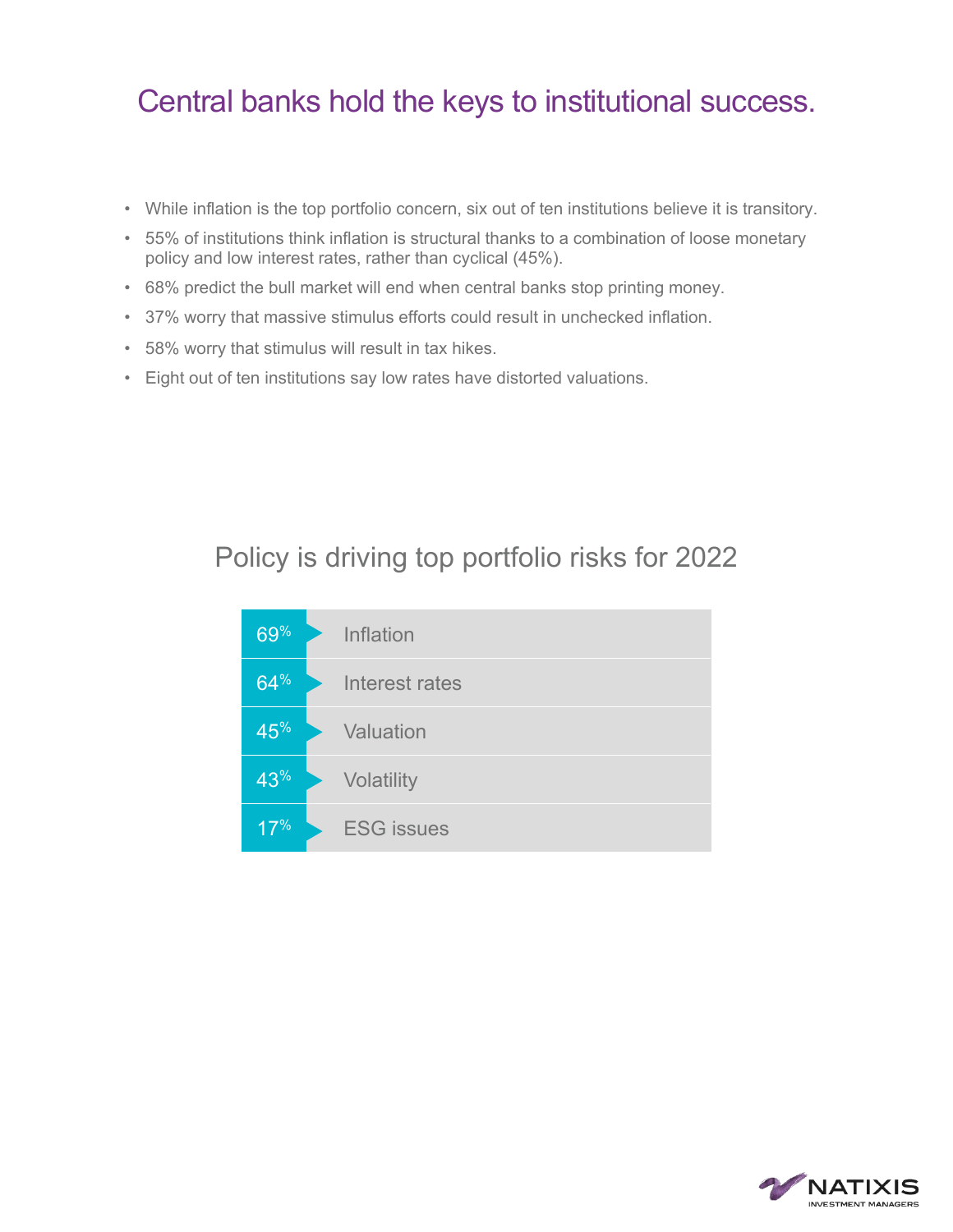# Central banks hold the keys to institutional success.

- While inflation is the top portfolio concern, six out of ten institutions believe it is transitory.
- 55% of institutions think inflation is structural thanks to a combination of loose monetary policy and low interest rates, rather than cyclical (45%).
- 68% predict the bull market will end when central banks stop printing money.
- 37% worry that massive stimulus efforts could result in unchecked inflation.
- 58% worry that stimulus will result in tax hikes.
- Eight out of ten institutions say low rates have distorted valuations.

## Policy is driving top portfolio risks for 2022

| % | Risk |
|---|---|
| 69% | Inflation |
| 64% | Interest rates |
| 45% | Valuation |
| 43% | Volatility |
| 17% | ESG issues |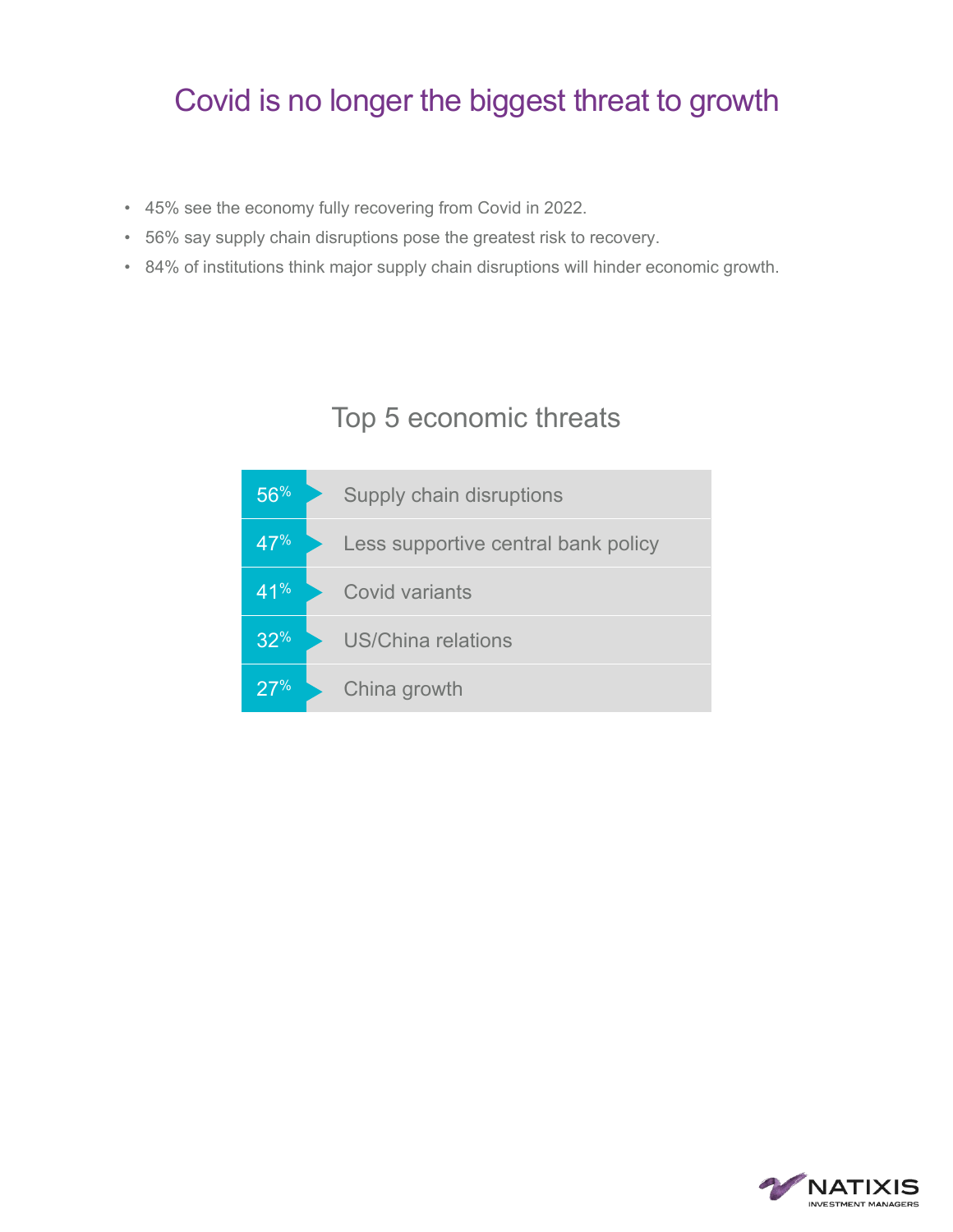# Covid is no longer the biggest threat to growth

- 45% see the economy fully recovering from Covid in 2022.
- 56% say supply chain disruptions pose the greatest risk to recovery.
- 84% of institutions think major supply chain disruptions will hinder economic growth.

## Top 5 economic threats

| % | Threat |
|---|---|
| 56% | Supply chain disruptions |
| 47% | Less supportive central bank policy |
| 41% | Covid variants |
| 32% | US/China relations |
| 27% | China growth |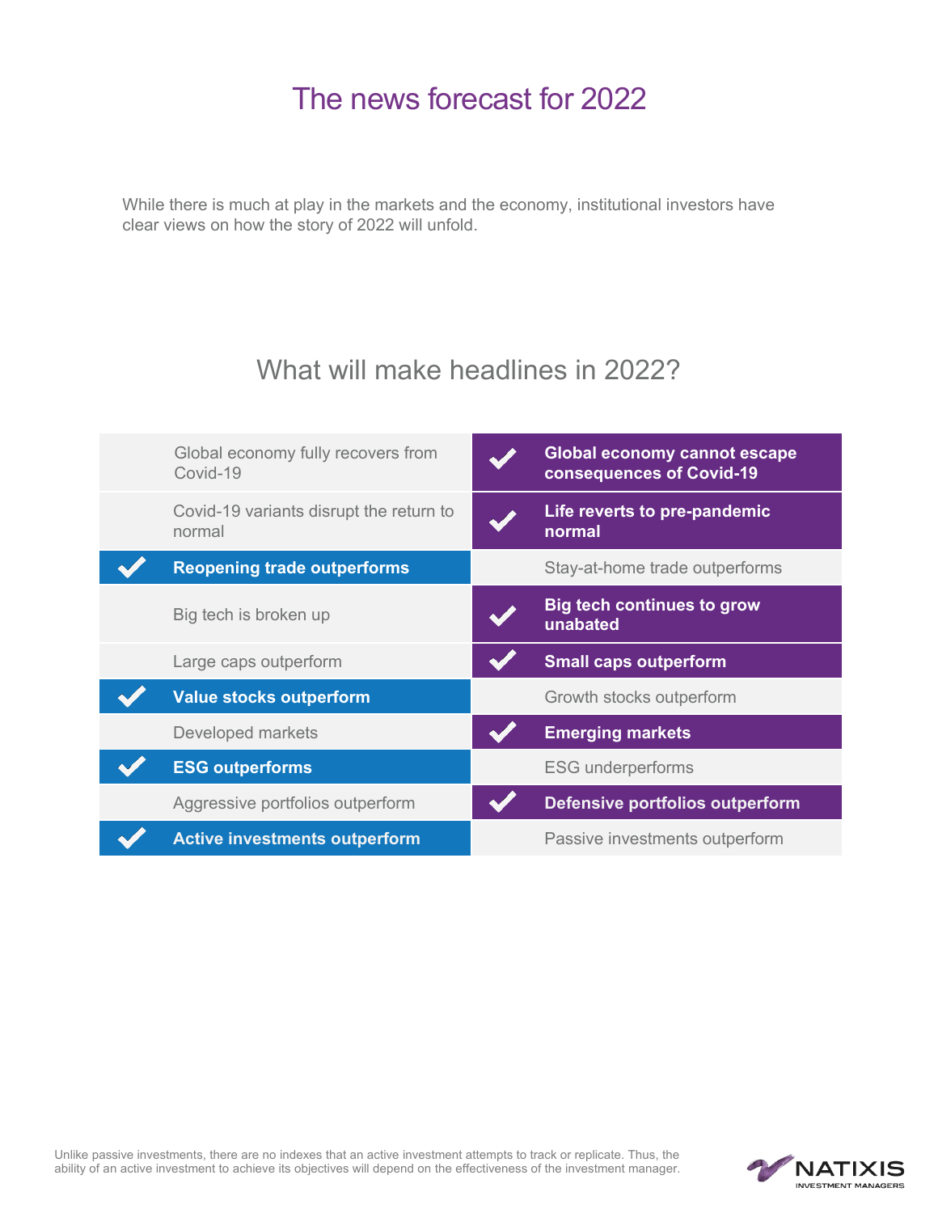# The news forecast for 2022

While there is much at play in the markets and the economy, institutional investors have clear views on how the story of 2022 will unfold.

## What will make headlines in 2022?

| | |
|---|---|
| Global economy fully recovers from Covid-19 | ✔ **Global economy cannot escape consequences of Covid-19** |
| Covid-19 variants disrupt the return to normal | ✔ **Life reverts to pre-pandemic normal** |
| ✔ **Reopening trade outperforms** | Stay-at-home trade outperforms |
| Big tech is broken up | ✔ **Big tech continues to grow unabated** |
| Large caps outperform | ✔ **Small caps outperform** |
| ✔ **Value stocks outperform** | Growth stocks outperform |
| Developed markets | ✔ **Emerging markets** |
| ✔ **ESG outperforms** | ESG underperforms |
| Aggressive portfolios outperform | ✔ **Defensive portfolios outperform** |
| ✔ **Active investments outperform** | Passive investments outperform |

Unlike passive investments, there are no indexes that an active investment attempts to track or replicate. Thus, the ability of an active investment to achieve its objectives will depend on the effectiveness of the investment manager.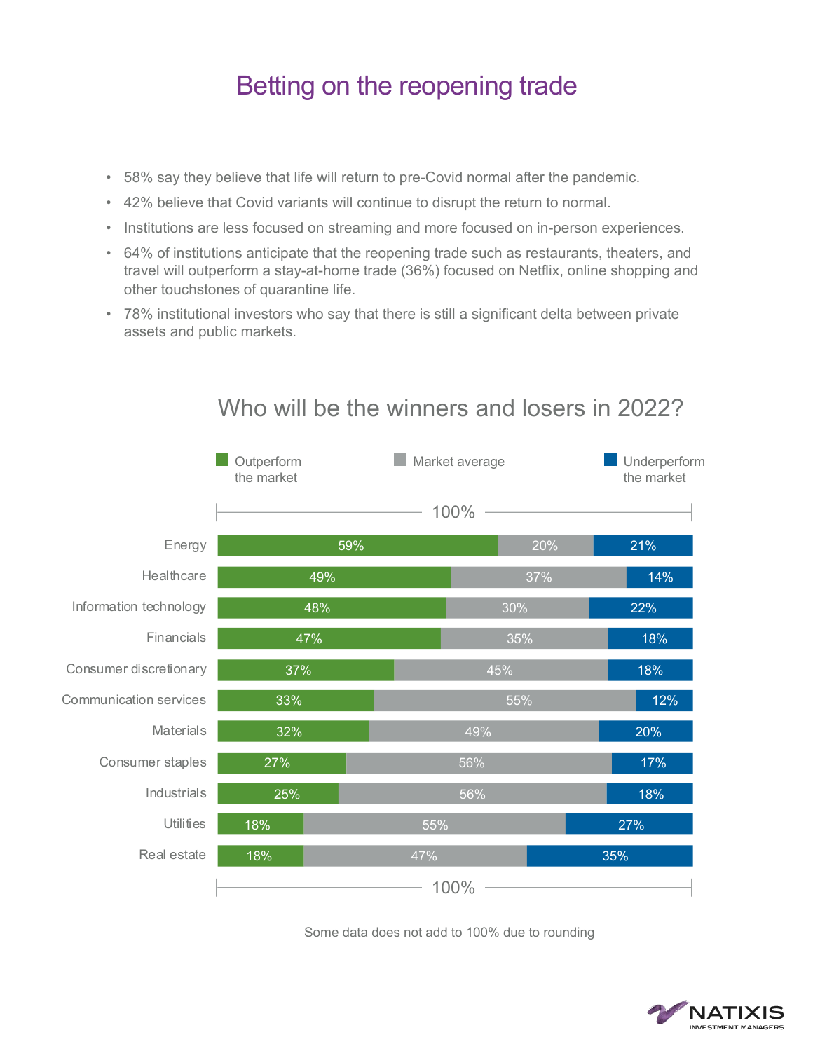# Betting on the reopening trade

- 58% say they believe that life will return to pre-Covid normal after the pandemic.
- 42% believe that Covid variants will continue to disrupt the return to normal.
- Institutions are less focused on streaming and more focused on in-person experiences.
- 64% of institutions anticipate that the reopening trade such as restaurants, theaters, and travel will outperform a stay-at-home trade (36%) focused on Netflix, online shopping and other touchstones of quarantine life.
- 78% institutional investors who say that there is still a significant delta between private assets and public markets.

## Who will be the winners and losers in 2022?

| | Outperform the market | Market average | Underperform the market |
|---|---|---|---|
| Energy | 59% | 20% | 21% |
| Healthcare | 49% | 37% | 14% |
| Information technology | 48% | 30% | 22% |
| Financials | 47% | 35% | 18% |
| Consumer discretionary | 37% | 45% | 18% |
| Communication services | 33% | 55% | 12% |
| Materials | 32% | 49% | 20% |
| Consumer staples | 27% | 56% | 17% |
| Industrials | 25% | 56% | 18% |
| Utilities | 18% | 55% | 27% |
| Real estate | 18% | 47% | 35% |

Some data does not add to 100% due to rounding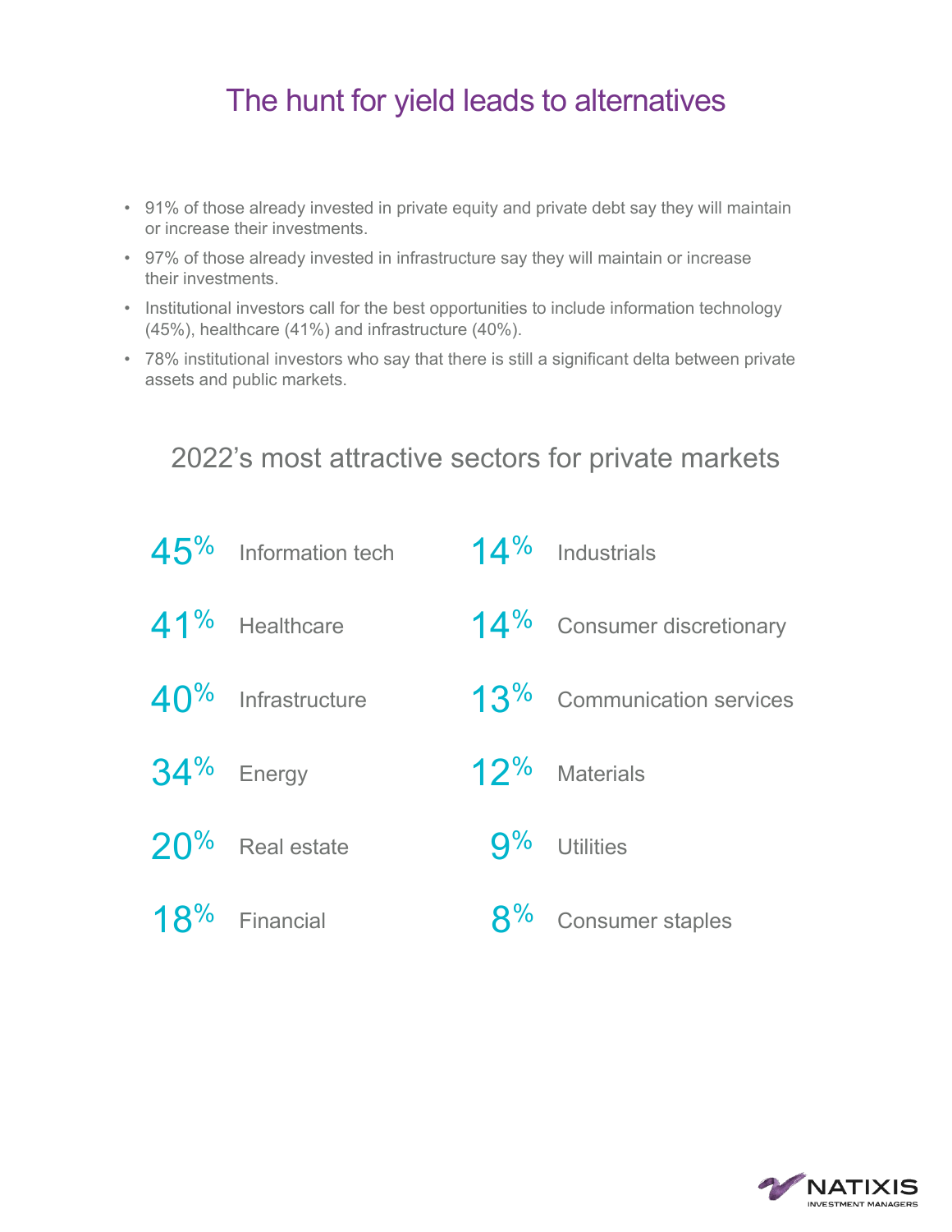# The hunt for yield leads to alternatives

- 91% of those already invested in private equity and private debt say they will maintain or increase their investments.
- 97% of those already invested in infrastructure say they will maintain or increase their investments.
- Institutional investors call for the best opportunities to include information technology (45%), healthcare (41%) and infrastructure (40%).
- 78% institutional investors who say that there is still a significant delta between private assets and public markets.

## 2022's most attractive sectors for private markets

| % | Sector |
|---|---|
| 45% | Information tech |
| 41% | Healthcare |
| 40% | Infrastructure |
| 34% | Energy |
| 20% | Real estate |
| 18% | Financial |
| 14% | Industrials |
| 14% | Consumer discretionary |
| 13% | Communication services |
| 12% | Materials |
| 9% | Utilities |
| 8% | Consumer staples |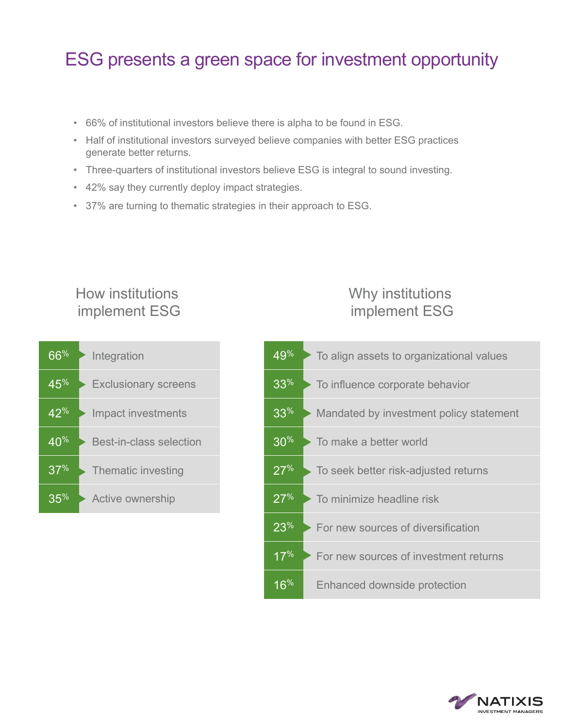# ESG presents a green space for investment opportunity

- 66% of institutional investors believe there is alpha to be found in ESG.
- Half of institutional investors surveyed believe companies with better ESG practices generate better returns.
- Three-quarters of institutional investors believe ESG is integral to sound investing.
- 42% say they currently deploy impact strategies.
- 37% are turning to thematic strategies in their approach to ESG.

## How institutions implement ESG

| % | Method |
|---|---|
| 66% | Integration |
| 45% | Exclusionary screens |
| 42% | Impact investments |
| 40% | Best-in-class selection |
| 37% | Thematic investing |
| 35% | Active ownership |

## Why institutions implement ESG

| % | Reason |
|---|---|
| 49% | To align assets to organizational values |
| 33% | To influence corporate behavior |
| 33% | Mandated by investment policy statement |
| 30% | To make a better world |
| 27% | To seek better risk-adjusted returns |
| 27% | To minimize headline risk |
| 23% | For new sources of diversification |
| 17% | For new sources of investment returns |
| 16% | Enhanced downside protection |

NATIXIS INVESTMENT MANAGERS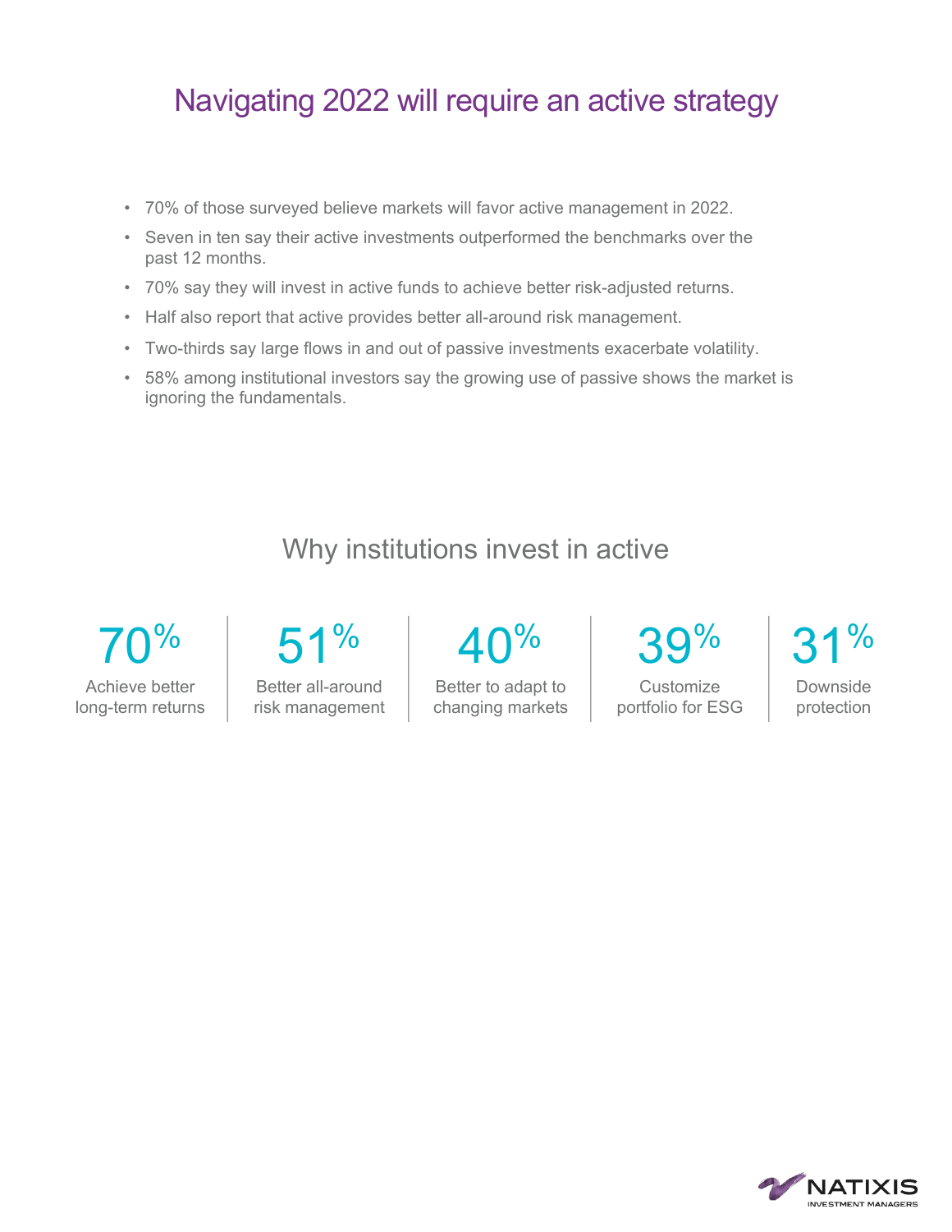# Navigating 2022 will require an active strategy

- 70% of those surveyed believe markets will favor active management in 2022.
- Seven in ten say their active investments outperformed the benchmarks over the past 12 months.
- 70% say they will invest in active funds to achieve better risk-adjusted returns.
- Half also report that active provides better all-around risk management.
- Two-thirds say large flows in and out of passive investments exacerbate volatility.
- 58% among institutional investors say the growing use of passive shows the market is ignoring the fundamentals.

## Why institutions invest in active

| 70% | 51% | 40% | 39% | 31% |
|---|---|---|---|---|
| Achieve better long-term returns | Better all-around risk management | Better to adapt to changing markets | Customize portfolio for ESG | Downside protection |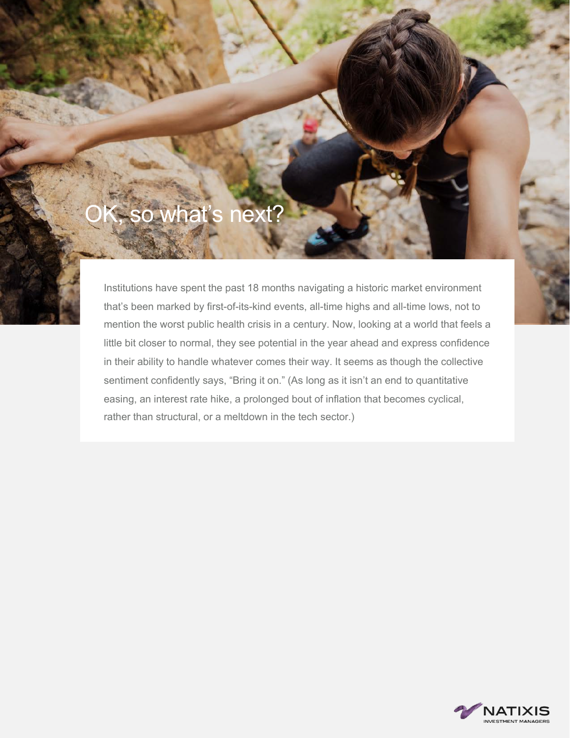# OK, so what's next?

Institutions have spent the past 18 months navigating a historic market environment that's been marked by first-of-its-kind events, all-time highs and all-time lows, not to mention the worst public health crisis in a century. Now, looking at a world that feels a little bit closer to normal, they see potential in the year ahead and express confidence in their ability to handle whatever comes their way. It seems as though the collective sentiment confidently says, "Bring it on." (As long as it isn't an end to quantitative easing, an interest rate hike, a prolonged bout of inflation that becomes cyclical, rather than structural, or a meltdown in the tech sector.)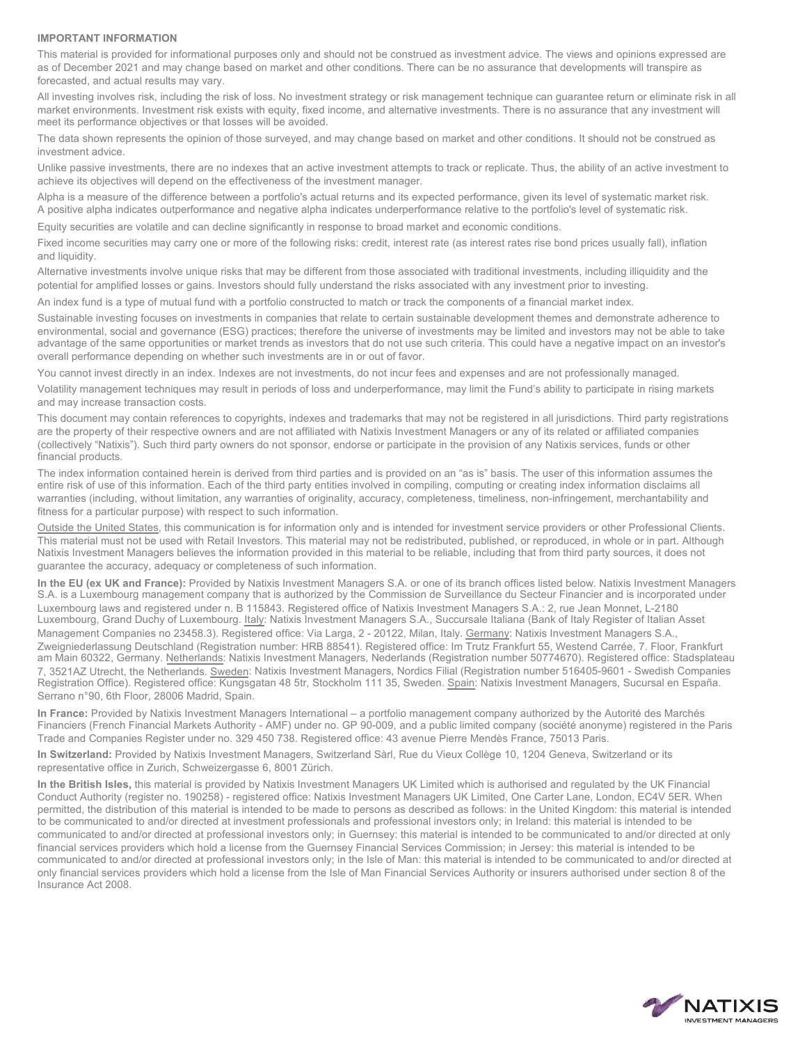**IMPORTANT INFORMATION**

This material is provided for informational purposes only and should not be construed as investment advice. The views and opinions expressed are as of December 2021 and may change based on market and other conditions. There can be no assurance that developments will transpire as forecasted, and actual results may vary.

All investing involves risk, including the risk of loss. No investment strategy or risk management technique can guarantee return or eliminate risk in all market environments. Investment risk exists with equity, fixed income, and alternative investments. There is no assurance that any investment will meet its performance objectives or that losses will be avoided.

The data shown represents the opinion of those surveyed, and may change based on market and other conditions. It should not be construed as investment advice.

Unlike passive investments, there are no indexes that an active investment attempts to track or replicate. Thus, the ability of an active investment to achieve its objectives will depend on the effectiveness of the investment manager.

Alpha is a measure of the difference between a portfolio's actual returns and its expected performance, given its level of systematic market risk. A positive alpha indicates outperformance and negative alpha indicates underperformance relative to the portfolio's level of systematic risk.

Equity securities are volatile and can decline significantly in response to broad market and economic conditions.

Fixed income securities may carry one or more of the following risks: credit, interest rate (as interest rates rise bond prices usually fall), inflation and liquidity.

Alternative investments involve unique risks that may be different from those associated with traditional investments, including illiquidity and the potential for amplified losses or gains. Investors should fully understand the risks associated with any investment prior to investing.

An index fund is a type of mutual fund with a portfolio constructed to match or track the components of a financial market index.

Sustainable investing focuses on investments in companies that relate to certain sustainable development themes and demonstrate adherence to environmental, social and governance (ESG) practices; therefore the universe of investments may be limited and investors may not be able to take advantage of the same opportunities or market trends as investors that do not use such criteria. This could have a negative impact on an investor's overall performance depending on whether such investments are in or out of favor.

You cannot invest directly in an index. Indexes are not investments, do not incur fees and expenses and are not professionally managed.

Volatility management techniques may result in periods of loss and underperformance, may limit the Fund's ability to participate in rising markets and may increase transaction costs.

This document may contain references to copyrights, indexes and trademarks that may not be registered in all jurisdictions. Third party registrations are the property of their respective owners and are not affiliated with Natixis Investment Managers or any of its related or affiliated companies (collectively "Natixis"). Such third party owners do not sponsor, endorse or participate in the provision of any Natixis services, funds or other financial products.

The index information contained herein is derived from third parties and is provided on an "as is" basis. The user of this information assumes the entire risk of use of this information. Each of the third party entities involved in compiling, computing or creating index information disclaims all warranties (including, without limitation, any warranties of originality, accuracy, completeness, timeliness, non-infringement, merchantability and fitness for a particular purpose) with respect to such information.

Outside the United States, this communication is for information only and is intended for investment service providers or other Professional Clients. This material must not be used with Retail Investors. This material may not be redistributed, published, or reproduced, in whole or in part. Although Natixis Investment Managers believes the information provided in this material to be reliable, including that from third party sources, it does not guarantee the accuracy, adequacy or completeness of such information.

**In the EU (ex UK and France):** Provided by Natixis Investment Managers S.A. or one of its branch offices listed below. Natixis Investment Managers S.A. is a Luxembourg management company that is authorized by the Commission de Surveillance du Secteur Financier and is incorporated under Luxembourg laws and registered under n. B 115843. Registered office of Natixis Investment Managers S.A.: 2, rue Jean Monnet, L-2180 Luxembourg, Grand Duchy of Luxembourg. Italy: Natixis Investment Managers S.A., Succursale Italiana (Bank of Italy Register of Italian Asset Management Companies no 23458.3). Registered office: Via Larga, 2 - 20122, Milan, Italy. Germany: Natixis Investment Managers S.A., Zweigniederlassung Deutschland (Registration number: HRB 88541). Registered office: Im Trutz Frankfurt 55, Westend Carrée, 7. Floor, Frankfurt am Main 60322, Germany. Netherlands: Natixis Investment Managers, Nederlands (Registration number 50774670). Registered office: Stadsplateau 7, 3521AZ Utrecht, the Netherlands. Sweden: Natixis Investment Managers, Nordics Filial (Registration number 516405-9601 - Swedish Companies Registration Office). Registered office: Kungsgatan 48 5tr, Stockholm 111 35, Sweden. Spain: Natixis Investment Managers, Sucursal en España. Serrano n°90, 6th Floor, 28006 Madrid, Spain.

**In France:** Provided by Natixis Investment Managers International – a portfolio management company authorized by the Autorité des Marchés Financiers (French Financial Markets Authority - AMF) under no. GP 90-009, and a public limited company (société anonyme) registered in the Paris Trade and Companies Register under no. 329 450 738. Registered office: 43 avenue Pierre Mendès France, 75013 Paris.

**In Switzerland:** Provided by Natixis Investment Managers, Switzerland Sàrl, Rue du Vieux Collège 10, 1204 Geneva, Switzerland or its representative office in Zurich, Schweizergasse 6, 8001 Zürich.

**In the British Isles,** this material is provided by Natixis Investment Managers UK Limited which is authorised and regulated by the UK Financial Conduct Authority (register no. 190258) - registered office: Natixis Investment Managers UK Limited, One Carter Lane, London, EC4V 5ER. When permitted, the distribution of this material is intended to be made to persons as described as follows: in the United Kingdom: this material is intended to be communicated to and/or directed at investment professionals and professional investors only; in Ireland: this material is intended to be communicated to and/or directed at professional investors only; in Guernsey: this material is intended to be communicated to and/or directed at only financial services providers which hold a license from the Guernsey Financial Services Commission; in Jersey: this material is intended to be communicated to and/or directed at professional investors only; in the Isle of Man: this material is intended to be communicated to and/or directed at only financial services providers which hold a license from the Isle of Man Financial Services Authority or insurers authorised under section 8 of the Insurance Act 2008.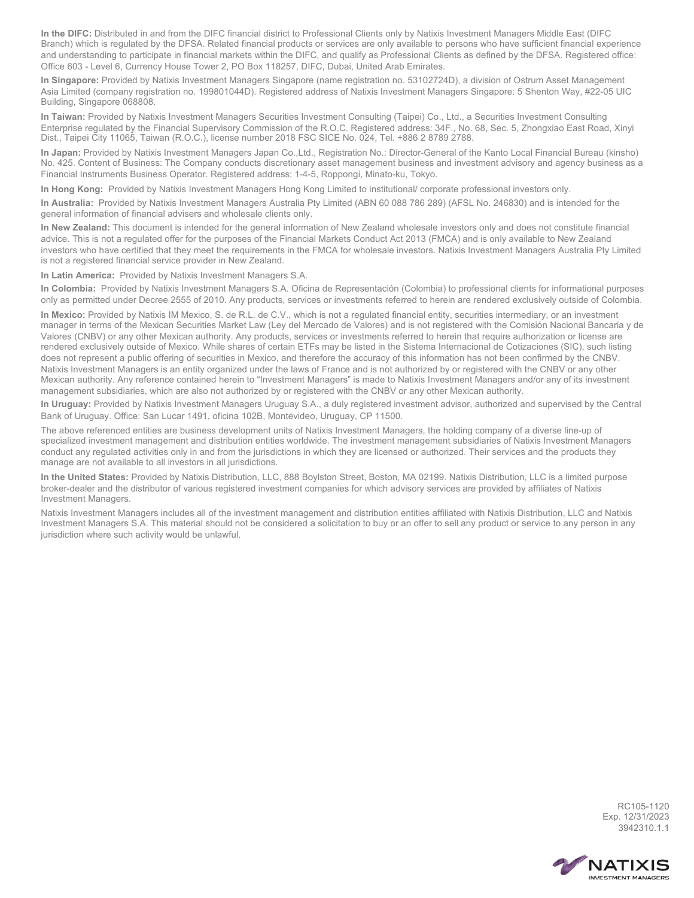**In the DIFC:** Distributed in and from the DIFC financial district to Professional Clients only by Natixis Investment Managers Middle East (DIFC Branch) which is regulated by the DFSA. Related financial products or services are only available to persons who have sufficient financial experience and understanding to participate in financial markets within the DIFC, and qualify as Professional Clients as defined by the DFSA. Registered office: Office 603 - Level 6, Currency House Tower 2, PO Box 118257, DIFC, Dubai, United Arab Emirates.

**In Singapore:** Provided by Natixis Investment Managers Singapore (name registration no. 53102724D), a division of Ostrum Asset Management Asia Limited (company registration no. 199801044D). Registered address of Natixis Investment Managers Singapore: 5 Shenton Way, #22-05 UIC Building, Singapore 068808.

**In Taiwan:** Provided by Natixis Investment Managers Securities Investment Consulting (Taipei) Co., Ltd., a Securities Investment Consulting Enterprise regulated by the Financial Supervisory Commission of the R.O.C. Registered address: 34F., No. 68, Sec. 5, Zhongxiao East Road, Xinyi Dist., Taipei City 11065, Taiwan (R.O.C.), license number 2018 FSC SICE No. 024, Tel. +886 2 8789 2788.

**In Japan:** Provided by Natixis Investment Managers Japan Co.,Ltd., Registration No.: Director-General of the Kanto Local Financial Bureau (kinsho) No. 425. Content of Business: The Company conducts discretionary asset management business and investment advisory and agency business as a Financial Instruments Business Operator. Registered address: 1-4-5, Roppongi, Minato-ku, Tokyo.

**In Hong Kong:** Provided by Natixis Investment Managers Hong Kong Limited to institutional/ corporate professional investors only.

**In Australia:** Provided by Natixis Investment Managers Australia Pty Limited (ABN 60 088 786 289) (AFSL No. 246830) and is intended for the general information of financial advisers and wholesale clients only.

**In New Zealand:** This document is intended for the general information of New Zealand wholesale investors only and does not constitute financial advice. This is not a regulated offer for the purposes of the Financial Markets Conduct Act 2013 (FMCA) and is only available to New Zealand investors who have certified that they meet the requirements in the FMCA for wholesale investors. Natixis Investment Managers Australia Pty Limited is not a registered financial service provider in New Zealand.

**In Latin America:** Provided by Natixis Investment Managers S.A.

**In Colombia:** Provided by Natixis Investment Managers S.A. Oficina de Representación (Colombia) to professional clients for informational purposes only as permitted under Decree 2555 of 2010. Any products, services or investments referred to herein are rendered exclusively outside of Colombia.

**In Mexico:** Provided by Natixis IM Mexico, S. de R.L. de C.V., which is not a regulated financial entity, securities intermediary, or an investment manager in terms of the Mexican Securities Market Law (Ley del Mercado de Valores) and is not registered with the Comisión Nacional Bancaria y de Valores (CNBV) or any other Mexican authority. Any products, services or investments referred to herein that require authorization or license are rendered exclusively outside of Mexico. While shares of certain ETFs may be listed in the Sistema Internacional de Cotizaciones (SIC), such listing does not represent a public offering of securities in Mexico, and therefore the accuracy of this information has not been confirmed by the CNBV. Natixis Investment Managers is an entity organized under the laws of France and is not authorized by or registered with the CNBV or any other Mexican authority. Any reference contained herein to "Investment Managers" is made to Natixis Investment Managers and/or any of its investment management subsidiaries, which are also not authorized by or registered with the CNBV or any other Mexican authority.

**In Uruguay:** Provided by Natixis Investment Managers Uruguay S.A., a duly registered investment advisor, authorized and supervised by the Central Bank of Uruguay. Office: San Lucar 1491, oficina 102B, Montevideo, Uruguay, CP 11500.

The above referenced entities are business development units of Natixis Investment Managers, the holding company of a diverse line-up of specialized investment management and distribution entities worldwide. The investment management subsidiaries of Natixis Investment Managers conduct any regulated activities only in and from the jurisdictions in which they are licensed or authorized. Their services and the products they manage are not available to all investors in all jurisdictions.

**In the United States:** Provided by Natixis Distribution, LLC, 888 Boylston Street, Boston, MA 02199. Natixis Distribution, LLC is a limited purpose broker-dealer and the distributor of various registered investment companies for which advisory services are provided by affiliates of Natixis Investment Managers.

Natixis Investment Managers includes all of the investment management and distribution entities affiliated with Natixis Distribution, LLC and Natixis Investment Managers S.A. This material should not be considered a solicitation to buy or an offer to sell any product or service to any person in any jurisdiction where such activity would be unlawful.

RC105-1120
Exp. 12/31/2023
3942310.1.1

NATIXIS
INVESTMENT MANAGERS